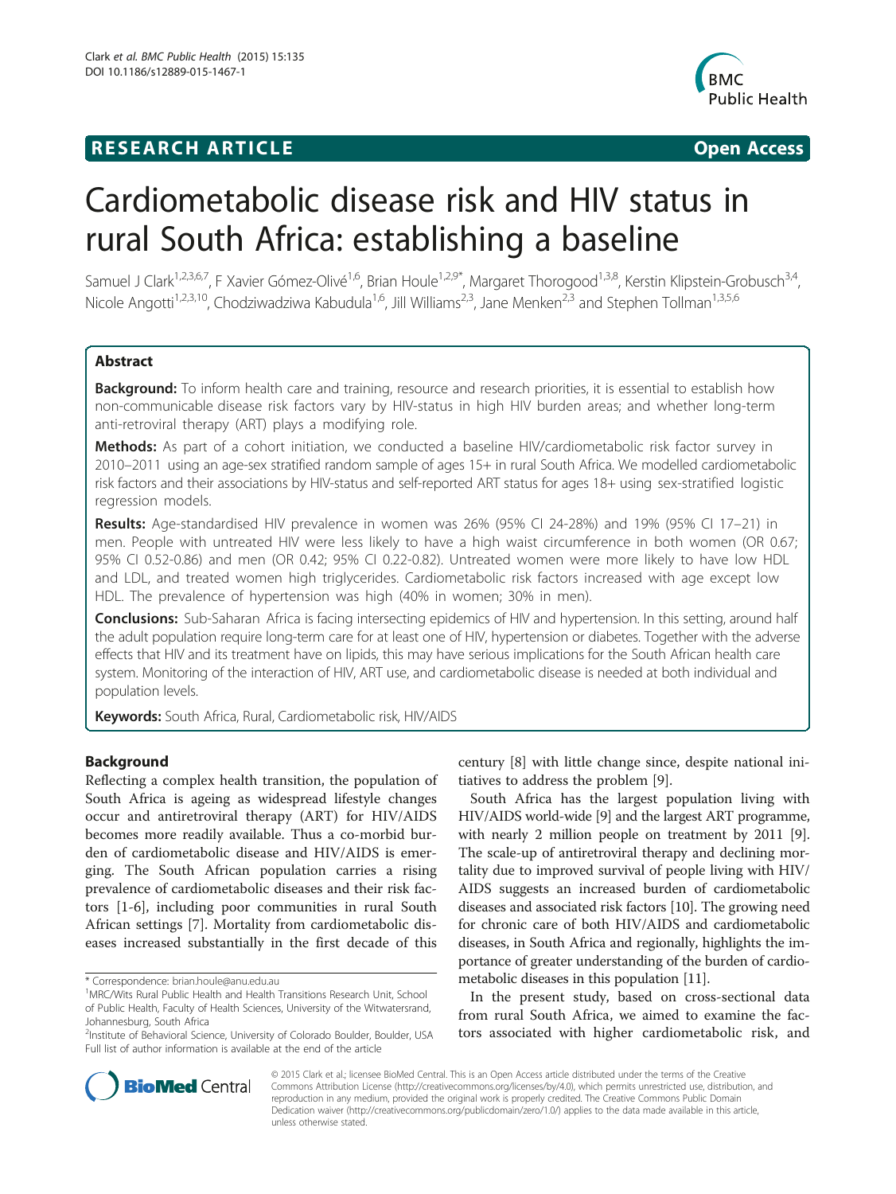**RESEARCH ARTICLE** **Open Access**

# Cardiometabolic disease risk and HIV status in rural South Africa: establishing a baseline

Samuel J Clark[1,2,3,6,7], F Xavier Gómez-Olivé[1,6], Brian Houle[1,2,9*], Margaret Thorogood[1,3,8], Kerstin Klipstein-Grobusch[3,4], Nicole Angotti[1,2,3,10], Chodziwadziwa Kabudula[1,6], Jill Williams[2,3], Jane Menken[2,3] and Stephen Tollman[1,3,5,6]

## Abstract

**Background:** To inform health care and training, resource and research priorities, it is essential to establish how non-communicable disease risk factors vary by HIV-status in high HIV burden areas; and whether long-term anti-retroviral therapy (ART) plays a modifying role.

**Methods:** As part of a cohort initiation, we conducted a baseline HIV/cardiometabolic risk factor survey in 2010–2011 using an age-sex stratified random sample of ages 15+ in rural South Africa. We modelled cardiometabolic risk factors and their associations by HIV-status and self-reported ART status for ages 18+ using sex-stratified logistic regression models.

**Results:** Age-standardised HIV prevalence in women was 26% (95% CI 24-28%) and 19% (95% CI 17–21) in men. People with untreated HIV were less likely to have a high waist circumference in both women (OR 0.67; 95% CI 0.52-0.86) and men (OR 0.42; 95% CI 0.22-0.82). Untreated women were more likely to have low HDL and LDL, and treated women high triglycerides. Cardiometabolic risk factors increased with age except low HDL. The prevalence of hypertension was high (40% in women; 30% in men).

**Conclusions:** Sub-Saharan Africa is facing intersecting epidemics of HIV and hypertension. In this setting, around half the adult population require long-term care for at least one of HIV, hypertension or diabetes. Together with the adverse effects that HIV and its treatment have on lipids, this may have serious implications for the South African health care system. Monitoring of the interaction of HIV, ART use, and cardiometabolic disease is needed at both individual and population levels.

**Keywords:** South Africa, Rural, Cardiometabolic risk, HIV/AIDS

## Background

Reflecting a complex health transition, the population of South Africa is ageing as widespread lifestyle changes occur and antiretroviral therapy (ART) for HIV/AIDS becomes more readily available. Thus a co-morbid burden of cardiometabolic disease and HIV/AIDS is emerging. The South African population carries a rising prevalence of cardiometabolic diseases and their risk factors [1-6], including poor communities in rural South African settings [7]. Mortality from cardiometabolic diseases increased substantially in the first decade of this century [8] with little change since, despite national initiatives to address the problem [9].

South Africa has the largest population living with HIV/AIDS world-wide [9] and the largest ART programme, with nearly 2 million people on treatment by 2011 [9]. The scale-up of antiretroviral therapy and declining mortality due to improved survival of people living with HIV/AIDS suggests an increased burden of cardiometabolic diseases and associated risk factors [10]. The growing need for chronic care of both HIV/AIDS and cardiometabolic diseases, in South Africa and regionally, highlights the importance of greater understanding of the burden of cardiometabolic diseases in this population [11].

In the present study, based on cross-sectional data from rural South Africa, we aimed to examine the factors associated with higher cardiometabolic risk, and

\* Correspondence: brian.houle@anu.edu.au
[1]MRC/Wits Rural Public Health and Health Transitions Research Unit, School of Public Health, Faculty of Health Sciences, University of the Witwatersrand, Johannesburg, South Africa
[2]Institute of Behavioral Science, University of Colorado Boulder, Boulder, USA
Full list of author information is available at the end of the article

© 2015 Clark et al.; licensee BioMed Central. This is an Open Access article distributed under the terms of the Creative Commons Attribution License (http://creativecommons.org/licenses/by/4.0), which permits unrestricted use, distribution, and reproduction in any medium, provided the original work is properly credited. The Creative Commons Public Domain Dedication waiver (http://creativecommons.org/publicdomain/zero/1.0/) applies to the data made available in this article, unless otherwise stated.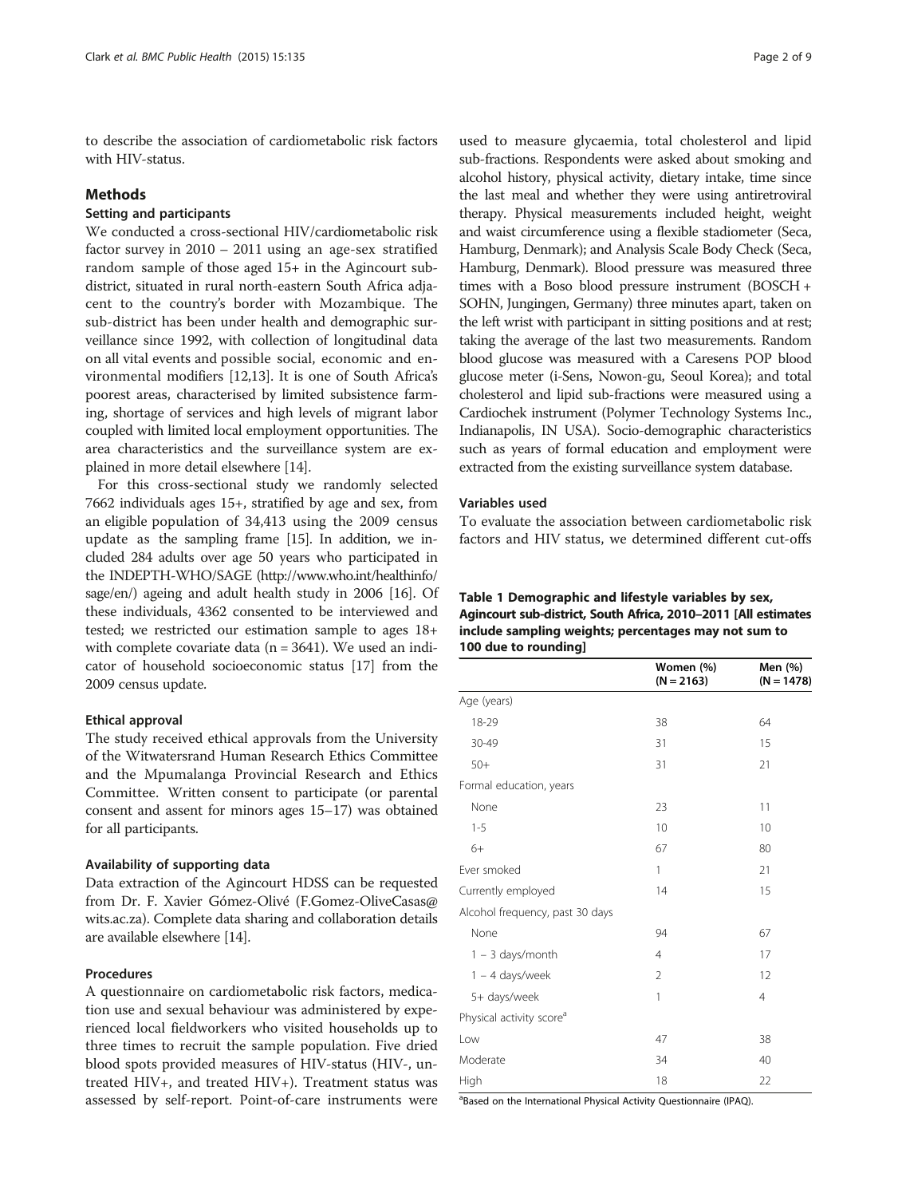to describe the association of cardiometabolic risk factors with HIV-status.

## Methods

### Setting and participants

We conducted a cross-sectional HIV/cardiometabolic risk factor survey in 2010 – 2011 using an age-sex stratified random sample of those aged 15+ in the Agincourt sub-district, situated in rural north-eastern South Africa adjacent to the country's border with Mozambique. The sub-district has been under health and demographic surveillance since 1992, with collection of longitudinal data on all vital events and possible social, economic and environmental modifiers [12,13]. It is one of South Africa's poorest areas, characterised by limited subsistence farming, shortage of services and high levels of migrant labor coupled with limited local employment opportunities. The area characteristics and the surveillance system are explained in more detail elsewhere [14].

For this cross-sectional study we randomly selected 7662 individuals ages 15+, stratified by age and sex, from an eligible population of 34,413 using the 2009 census update as the sampling frame [15]. In addition, we included 284 adults over age 50 years who participated in the INDEPTH-WHO/SAGE (http://www.who.int/healthinfo/sage/en/) ageing and adult health study in 2006 [16]. Of these individuals, 4362 consented to be interviewed and tested; we restricted our estimation sample to ages 18+ with complete covariate data (n = 3641). We used an indicator of household socioeconomic status [17] from the 2009 census update.

### Ethical approval

The study received ethical approvals from the University of the Witwatersrand Human Research Ethics Committee and the Mpumalanga Provincial Research and Ethics Committee. Written consent to participate (or parental consent and assent for minors ages 15–17) was obtained for all participants.

### Availability of supporting data

Data extraction of the Agincourt HDSS can be requested from Dr. F. Xavier Gómez-Olivé (F.Gomez-OliveCasas@wits.ac.za). Complete data sharing and collaboration details are available elsewhere [14].

### Procedures

A questionnaire on cardiometabolic risk factors, medication use and sexual behaviour was administered by experienced local fieldworkers who visited households up to three times to recruit the sample population. Five dried blood spots provided measures of HIV-status (HIV-, untreated HIV+, and treated HIV+). Treatment status was assessed by self-report. Point-of-care instruments were used to measure glycaemia, total cholesterol and lipid sub-fractions. Respondents were asked about smoking and alcohol history, physical activity, dietary intake, time since the last meal and whether they were using antiretroviral therapy. Physical measurements included height, weight and waist circumference using a flexible stadiometer (Seca, Hamburg, Denmark); and Analysis Scale Body Check (Seca, Hamburg, Denmark). Blood pressure was measured three times with a Boso blood pressure instrument (BOSCH + SOHN, Jungingen, Germany) three minutes apart, taken on the left wrist with participant in sitting positions and at rest; taking the average of the last two measurements. Random blood glucose was measured with a Caresens POP blood glucose meter (i-Sens, Nowon-gu, Seoul Korea); and total cholesterol and lipid sub-fractions were measured using a Cardiochek instrument (Polymer Technology Systems Inc., Indianapolis, IN USA). Socio-demographic characteristics such as years of formal education and employment were extracted from the existing surveillance system database.

### Variables used

To evaluate the association between cardiometabolic risk factors and HIV status, we determined different cut-offs

**Table 1 Demographic and lifestyle variables by sex, Agincourt sub-district, South Africa, 2010–2011 [All estimates include sampling weights; percentages may not sum to 100 due to rounding]**

| | Women (%) (N = 2163) | Men (%) (N = 1478) |
|---|---|---|
| Age (years) | | |
| 18-29 | 38 | 64 |
| 30-49 | 31 | 15 |
| 50+ | 31 | 21 |
| Formal education, years | | |
| None | 23 | 11 |
| 1-5 | 10 | 10 |
| 6+ | 67 | 80 |
| Ever smoked | 1 | 21 |
| Currently employed | 14 | 15 |
| Alcohol frequency, past 30 days | | |
| None | 94 | 67 |
| 1 – 3 days/month | 4 | 17 |
| 1 – 4 days/week | 2 | 12 |
| 5+ days/week | 1 | 4 |
| Physical activity score[a] | | |
| Low | 47 | 38 |
| Moderate | 34 | 40 |
| High | 18 | 22 |

[a]Based on the International Physical Activity Questionnaire (IPAQ).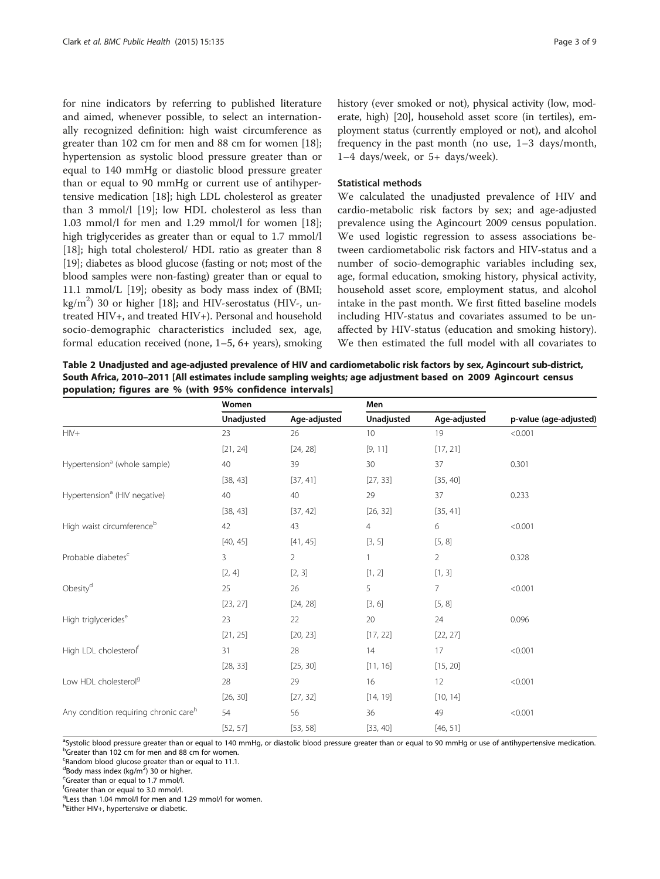for nine indicators by referring to published literature and aimed, whenever possible, to select an internationally recognized definition: high waist circumference as greater than 102 cm for men and 88 cm for women [18]; hypertension as systolic blood pressure greater than or equal to 140 mmHg or diastolic blood pressure greater than or equal to 90 mmHg or current use of antihypertensive medication [18]; high LDL cholesterol as greater than 3 mmol/l [19]; low HDL cholesterol as less than 1.03 mmol/l for men and 1.29 mmol/l for women [18]; high triglycerides as greater than or equal to 1.7 mmol/l [18]; high total cholesterol/ HDL ratio as greater than 8 [19]; diabetes as blood glucose (fasting or not; most of the blood samples were non-fasting) greater than or equal to 11.1 mmol/L [19]; obesity as body mass index of (BMI; $kg/m^2$) 30 or higher [18]; and HIV-serostatus (HIV-, untreated HIV+, and treated HIV+). Personal and household socio-demographic characteristics included sex, age, formal education received (none, 1–5, 6+ years), smoking history (ever smoked or not), physical activity (low, moderate, high) [20], household asset score (in tertiles), employment status (currently employed or not), and alcohol frequency in the past month (no use, 1–3 days/month, 1–4 days/week, or 5+ days/week).

## Statistical methods

We calculated the unadjusted prevalence of HIV and cardio-metabolic risk factors by sex; and age-adjusted prevalence using the Agincourt 2009 census population. We used logistic regression to assess associations between cardiometabolic risk factors and HIV-status and a number of socio-demographic variables including sex, age, formal education, smoking history, physical activity, household asset score, employment status, and alcohol intake in the past month. We first fitted baseline models including HIV-status and covariates assumed to be unaffected by HIV-status (education and smoking history). We then estimated the full model with all covariates to

**Table 2 Unadjusted and age-adjusted prevalence of HIV and cardiometabolic risk factors by sex, Agincourt sub-district, South Africa, 2010–2011 [All estimates include sampling weights; age adjustment based on 2009 Agincourt census population; figures are % (with 95% confidence intervals]**

| | Women | | Men | | |
|---|---|---|---|---|---|
| | Unadjusted | Age-adjusted | Unadjusted | Age-adjusted | p-value (age-adjusted) |
| HIV+ | 23 | 26 | 10 | 19 | <0.001 |
| | [21, 24] | [24, 28] | [9, 11] | [17, 21] | |
| Hypertension[a] (whole sample) | 40 | 39 | 30 | 37 | 0.301 |
| | [38, 43] | [37, 41] | [27, 33] | [35, 40] | |
| Hypertension[a] (HIV negative) | 40 | 40 | 29 | 37 | 0.233 |
| | [38, 43] | [37, 42] | [26, 32] | [35, 41] | |
| High waist circumference[b] | 42 | 43 | 4 | 6 | <0.001 |
| | [40, 45] | [41, 45] | [3, 5] | [5, 8] | |
| Probable diabetes[c] | 3 | 2 | 1 | 2 | 0.328 |
| | [2, 4] | [2, 3] | [1, 2] | [1, 3] | |
| Obesity[d] | 25 | 26 | 5 | 7 | <0.001 |
| | [23, 27] | [24, 28] | [3, 6] | [5, 8] | |
| High triglycerides[e] | 23 | 22 | 20 | 24 | 0.096 |
| | [21, 25] | [20, 23] | [17, 22] | [22, 27] | |
| High LDL cholesterol[f] | 31 | 28 | 14 | 17 | <0.001 |
| | [28, 33] | [25, 30] | [11, 16] | [15, 20] | |
| Low HDL cholesterol[g] | 28 | 29 | 16 | 12 | <0.001 |
| | [26, 30] | [27, 32] | [14, 19] | [10, 14] | |
| Any condition requiring chronic care[h] | 54 | 56 | 36 | 49 | <0.001 |
| | [52, 57] | [53, 58] | [33, 40] | [46, 51] | |

[a]Systolic blood pressure greater than or equal to 140 mmHg, or diastolic blood pressure greater than or equal to 90 mmHg or use of antihypertensive medication.
[b]Greater than 102 cm for men and 88 cm for women.
[c]Random blood glucose greater than or equal to 11.1.
[d]Body mass index ($kg/m^2$) 30 or higher.
[e]Greater than or equal to 1.7 mmol/l.
[f]Greater than or equal to 3.0 mmol/l.
[g]Less than 1.04 mmol/l for men and 1.29 mmol/l for women.
[h]Either HIV+, hypertensive or diabetic.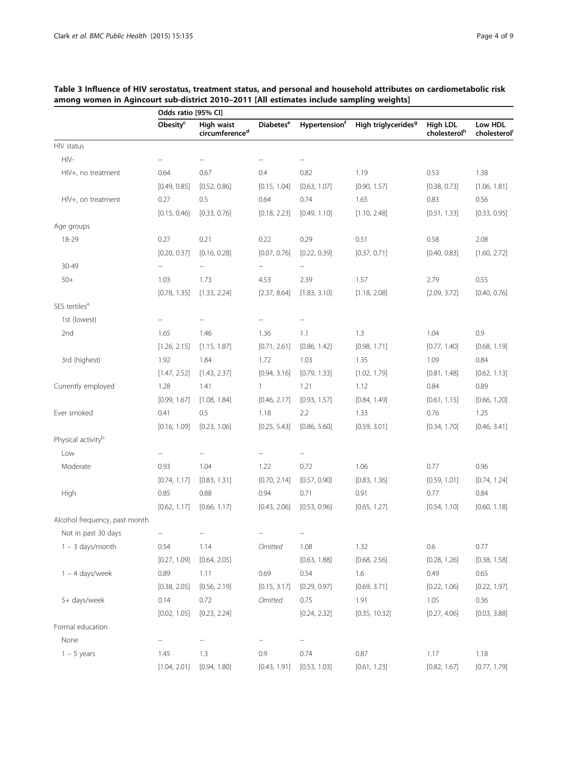**Table 3 Influence of HIV serostatus, treatment status, and personal and household attributes on cardiometabolic risk among women in Agincourt sub-district 2010–2011 [All estimates include sampling weights]**

| | Odds ratio [95% CI] | | | | | | |
|---|---|---|---|---|---|---|---|
| | Obesity[c] | High waist circumference[d] | Diabetes[e] | Hypertension[f] | High triglycerides[g] | High LDL cholesterol[h] | Low HDL cholesterol[i] |
| HIV status | | | | | | | |
| HIV- | – | – | – | – | | | |
| HIV+, no treatment | 0.64 | 0.67 | 0.4 | 0.82 | 1.19 | 0.53 | 1.38 |
| | [0.49, 0.85] | [0.52, 0.86] | [0.15, 1.04] | [0.63, 1.07] | [0.90, 1.57] | [0.38, 0.73] | [1.06, 1.81] |
| HIV+, on treatment | 0.27 | 0.5 | 0.64 | 0.74 | 1.65 | 0.83 | 0.56 |
| | [0.15, 0.46] | [0.33, 0.76] | [0.18, 2.23] | [0.49, 1.10] | [1.10, 2.48] | [0.51, 1.33] | [0.33, 0.95] |
| Age groups | | | | | | | |
| 18-29 | 0.27 | 0.21 | 0.22 | 0.29 | 0.51 | 0.58 | 2.08 |
| | [0.20, 0.37] | [0.16, 0.28] | [0.07, 0.76] | [0.22, 0.39] | [0.37, 0.71] | [0.40, 0.83] | [1.60, 2.72] |
| 30-49 | – | – | – | – | | | |
| 50+ | 1.03 | 1.73 | 4.53 | 2.39 | 1.57 | 2.79 | 0.55 |
| | [0.78, 1.35] | [1.33, 2.24] | [2.37, 8.64] | [1.83, 3.10] | [1.18, 2.08] | [2.09, 3.72] | [0.40, 0.76] |
| SES tertiles[a] | | | | | | | |
| 1st (lowest) | – | – | – | – | | | |
| 2nd | 1.65 | 1.46 | 1.36 | 1.1 | 1.3 | 1.04 | 0.9 |
| | [1.26, 2.15] | [1.15, 1.87] | [0.71, 2.61] | [0.86, 1.42] | [0.98, 1.71] | [0.77, 1.40] | [0.68, 1.19] |
| 3rd (highest) | 1.92 | 1.84 | 1.72 | 1.03 | 1.35 | 1.09 | 0.84 |
| | [1.47, 2.52] | [1.43, 2.37] | [0.94, 3.16] | [0.79, 1.33] | [1.02, 1.79] | [0.81, 1.48] | [0.62, 1.13] |
| Currently employed | 1.28 | 1.41 | 1 | 1.21 | 1.12 | 0.84 | 0.89 |
| | [0.99, 1.67] | [1.08, 1.84] | [0.46, 2.17] | [0.93, 1.57] | [0.84, 1.49] | [0.61, 1.15] | [0.66, 1.20] |
| Ever smoked | 0.41 | 0.5 | 1.18 | 2.2 | 1.33 | 0.76 | 1.25 |
| | [0.16, 1.09] | [0.23, 1.06] | [0.25, 5.43] | [0.86, 5.60] | [0.59, 3.01] | [0.34, 1.70] | [0.46, 3.41] |
| Physical activity[b] | | | | | | | |
| Low | – | – | – | – | | | |
| Moderate | 0.93 | 1.04 | 1.22 | 0.72 | 1.06 | 0.77 | 0.96 |
| | [0.74, 1.17] | [0.83, 1.31] | [0.70, 2.14] | [0.57, 0.90] | [0.83, 1.36] | [0.59, 1.01] | [0.74, 1.24] |
| High | 0.85 | 0.88 | 0.94 | 0.71 | 0.91 | 0.77 | 0.84 |
| | [0.62, 1.17] | [0.66, 1.17] | [0.43, 2.06] | [0.53, 0.96] | [0.65, 1.27] | [0.54, 1.10] | [0.60, 1.18] |
| Alcohol frequency, past month | | | | | | | |
| Not in past 30 days | – | – | – | – | | | |
| 1 – 3 days/month | 0.54 | 1.14 | *Omitted* | 1.08 | 1.32 | 0.6 | 0.77 |
| | [0.27, 1.09] | [0.64, 2.05] | | [0.63, 1.88] | [0.68, 2.56] | [0.28, 1.26] | [0.38, 1.58] |
| 1 – 4 days/week | 0.89 | 1.11 | 0.69 | 0.54 | 1.6 | 0.49 | 0.65 |
| | [0.38, 2.05] | [0.56, 2.19] | [0.15, 3.17] | [0.29, 0.97] | [0.69, 3.71] | [0.22, 1.06] | [0.22, 1.97] |
| 5+ days/week | 0.14 | 0.72 | *Omitted* | 0.75 | 1.91 | 1.05 | 0.36 |
| | [0.02, 1.05] | [0.23, 2.24] | | [0.24, 2.32] | [0.35, 10.32] | [0.27, 4.06] | [0.03, 3.88] |
| Formal education | | | | | | | |
| None | – | – | – | – | | | |
| 1 – 5 years | 1.45 | 1.3 | 0.9 | 0.74 | 0.87 | 1.17 | 1.18 |
| | [1.04, 2.01] | [0.94, 1.80] | [0.43, 1.91] | [0.53, 1.03] | [0.61, 1.23] | [0.82, 1.67] | [0.77, 1.79] |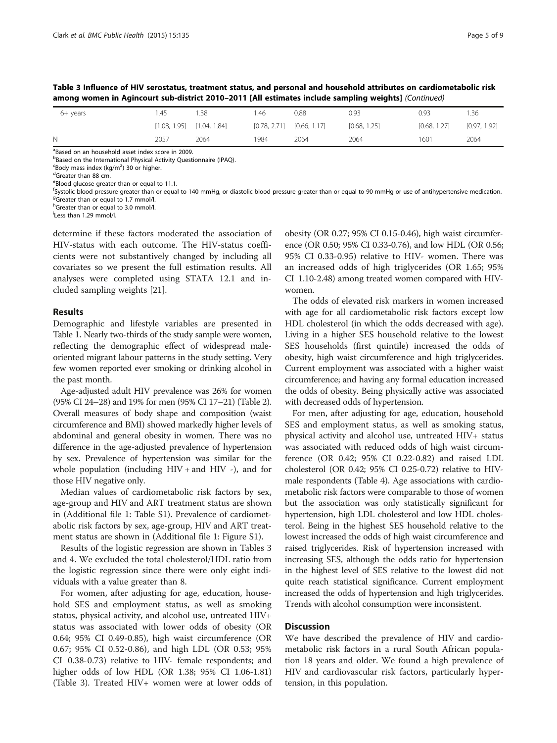**Table 3 Influence of HIV serostatus, treatment status, and personal and household attributes on cardiometabolic risk among women in Agincourt sub-district 2010–2011 [All estimates include sampling weights]** *(Continued)*

| | | | | | | | |
|---|---|---|---|---|---|---|---|
| 6+ years | 1.45 | 1.38 | 1.46 | 0.88 | 0.93 | 0.93 | 1.36 |
| | [1.08, 1.95] | [1.04, 1.84] | [0.78, 2.71] | [0.66, 1.17] | [0.68, 1.25] | [0.68, 1.27] | [0.97, 1.92] |
| N | 2057 | 2064 | 1984 | 2064 | 2064 | 1601 | 2064 |

[a]Based on an household asset index score in 2009.
[b]Based on the International Physical Activity Questionnaire (IPAQ).
[c]Body mass index (kg/m$^2$) 30 or higher.
[d]Greater than 88 cm.
[e]Blood glucose greater than or equal to 11.1.
[f]Systolic blood pressure greater than or equal to 140 mmHg, or diastolic blood pressure greater than or equal to 90 mmHg or use of antihypertensive medication.
[g]Greater than or equal to 1.7 mmol/l.
[h]Greater than or equal to 3.0 mmol/l.
[i]Less than 1.29 mmol/l.

determine if these factors moderated the association of HIV-status with each outcome. The HIV-status coefficients were not substantively changed by including all covariates so we present the full estimation results. All analyses were completed using STATA 12.1 and included sampling weights [21].

## Results

Demographic and lifestyle variables are presented in Table 1. Nearly two-thirds of the study sample were women, reflecting the demographic effect of widespread male-oriented migrant labour patterns in the study setting. Very few women reported ever smoking or drinking alcohol in the past month.

Age-adjusted adult HIV prevalence was 26% for women (95% CI 24–28) and 19% for men (95% CI 17–21) (Table 2). Overall measures of body shape and composition (waist circumference and BMI) showed markedly higher levels of abdominal and general obesity in women. There was no difference in the age-adjusted prevalence of hypertension by sex. Prevalence of hypertension was similar for the whole population (including HIV + and HIV -), and for those HIV negative only.

Median values of cardiometabolic risk factors by sex, age-group and HIV and ART treatment status are shown in (Additional file 1: Table S1). Prevalence of cardiometabolic risk factors by sex, age-group, HIV and ART treatment status are shown in (Additional file 1: Figure S1).

Results of the logistic regression are shown in Tables 3 and 4. We excluded the total cholesterol/HDL ratio from the logistic regression since there were only eight individuals with a value greater than 8.

For women, after adjusting for age, education, household SES and employment status, as well as smoking status, physical activity, and alcohol use, untreated HIV+ status was associated with lower odds of obesity (OR 0.64; 95% CI 0.49-0.85), high waist circumference (OR 0.67; 95% CI 0.52-0.86), and high LDL (OR 0.53; 95% CI 0.38-0.73) relative to HIV- female respondents; and higher odds of low HDL (OR 1.38; 95% CI 1.06-1.81) (Table 3). Treated HIV+ women were at lower odds of obesity (OR 0.27; 95% CI 0.15-0.46), high waist circumference (OR 0.50; 95% CI 0.33-0.76), and low HDL (OR 0.56; 95% CI 0.33-0.95) relative to HIV- women. There was an increased odds of high triglycerides (OR 1.65; 95% CI 1.10-2.48) among treated women compared with HIV- women.

The odds of elevated risk markers in women increased with age for all cardiometabolic risk factors except low HDL cholesterol (in which the odds decreased with age). Living in a higher SES household relative to the lowest SES households (first quintile) increased the odds of obesity, high waist circumference and high triglycerides. Current employment was associated with a higher waist circumference; and having any formal education increased the odds of obesity. Being physically active was associated with decreased odds of hypertension.

For men, after adjusting for age, education, household SES and employment status, as well as smoking status, physical activity and alcohol use, untreated HIV+ status was associated with reduced odds of high waist circumference (OR 0.42; 95% CI 0.22-0.82) and raised LDL cholesterol (OR 0.42; 95% CI 0.25-0.72) relative to HIV- male respondents (Table 4). Age associations with cardiometabolic risk factors were comparable to those of women but the association was only statistically significant for hypertension, high LDL cholesterol and low HDL cholesterol. Being in the highest SES household relative to the lowest increased the odds of high waist circumference and raised triglycerides. Risk of hypertension increased with increasing SES, although the odds ratio for hypertension in the highest level of SES relative to the lowest did not quite reach statistical significance. Current employment increased the odds of hypertension and high triglycerides. Trends with alcohol consumption were inconsistent.

## Discussion

We have described the prevalence of HIV and cardiometabolic risk factors in a rural South African population 18 years and older. We found a high prevalence of HIV and cardiovascular risk factors, particularly hypertension, in this population.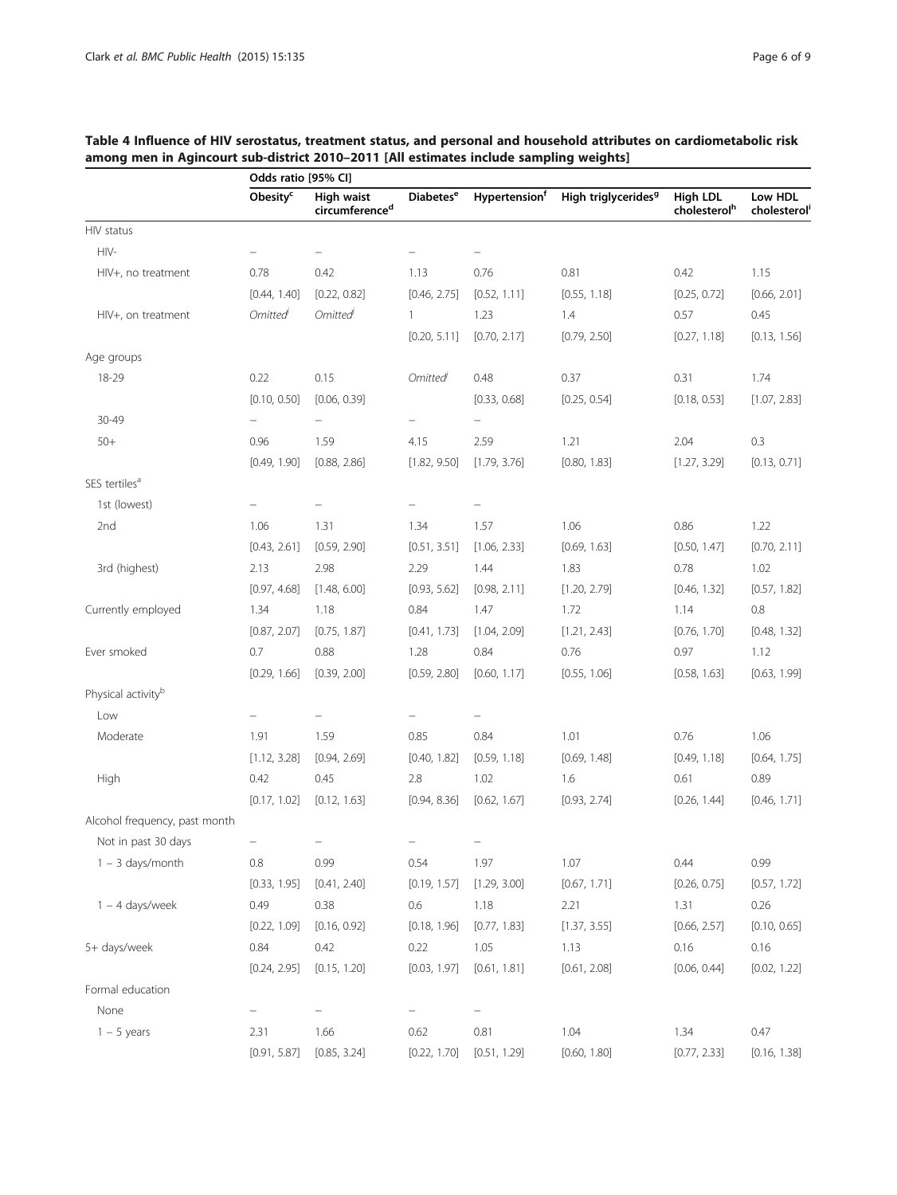**Table 4 Influence of HIV serostatus, treatment status, and personal and household attributes on cardiometabolic risk among men in Agincourt sub-district 2010–2011 [All estimates include sampling weights]**

| | Odds ratio [95% CI] | | | | | | |
|---|---|---|---|---|---|---|---|
| | Obesity[c] | High waist circumference[d] | Diabetes[e] | Hypertension[f] | High triglycerides[g] | High LDL cholesterol[h] | Low HDL cholesterol[i] |
| HIV status | | | | | | | |
| HIV- | – | – | – | – | | | |
| HIV+, no treatment | 0.78 | 0.42 | 1.13 | 0.76 | 0.81 | 0.42 | 1.15 |
| | [0.44, 1.40] | [0.22, 0.82] | [0.46, 2.75] | [0.52, 1.11] | [0.55, 1.18] | [0.25, 0.72] | [0.66, 2.01] |
| HIV+, on treatment | Omitted[j] | Omitted[j] | 1 | 1.23 | 1.4 | 0.57 | 0.45 |
| | | | [0.20, 5.11] | [0.70, 2.17] | [0.79, 2.50] | [0.27, 1.18] | [0.13, 1.56] |
| Age groups | | | | | | | |
| 18-29 | 0.22 | 0.15 | Omitted[j] | 0.48 | 0.37 | 0.31 | 1.74 |
| | [0.10, 0.50] | [0.06, 0.39] | | [0.33, 0.68] | [0.25, 0.54] | [0.18, 0.53] | [1.07, 2.83] |
| 30-49 | – | – | – | – | | | |
| 50+ | 0.96 | 1.59 | 4.15 | 2.59 | 1.21 | 2.04 | 0.3 |
| | [0.49, 1.90] | [0.88, 2.86] | [1.82, 9.50] | [1.79, 3.76] | [0.80, 1.83] | [1.27, 3.29] | [0.13, 0.71] |
| SES tertiles[a] | | | | | | | |
| 1st (lowest) | – | – | – | – | | | |
| 2nd | 1.06 | 1.31 | 1.34 | 1.57 | 1.06 | 0.86 | 1.22 |
| | [0.43, 2.61] | [0.59, 2.90] | [0.51, 3.51] | [1.06, 2.33] | [0.69, 1.63] | [0.50, 1.47] | [0.70, 2.11] |
| 3rd (highest) | 2.13 | 2.98 | 2.29 | 1.44 | 1.83 | 0.78 | 1.02 |
| | [0.97, 4.68] | [1.48, 6.00] | [0.93, 5.62] | [0.98, 2.11] | [1.20, 2.79] | [0.46, 1.32] | [0.57, 1.82] |
| Currently employed | 1.34 | 1.18 | 0.84 | 1.47 | 1.72 | 1.14 | 0.8 |
| | [0.87, 2.07] | [0.75, 1.87] | [0.41, 1.73] | [1.04, 2.09] | [1.21, 2.43] | [0.76, 1.70] | [0.48, 1.32] |
| Ever smoked | 0.7 | 0.88 | 1.28 | 0.84 | 0.76 | 0.97 | 1.12 |
| | [0.29, 1.66] | [0.39, 2.00] | [0.59, 2.80] | [0.60, 1.17] | [0.55, 1.06] | [0.58, 1.63] | [0.63, 1.99] |
| Physical activity[b] | | | | | | | |
| Low | – | – | – | – | | | |
| Moderate | 1.91 | 1.59 | 0.85 | 0.84 | 1.01 | 0.76 | 1.06 |
| | [1.12, 3.28] | [0.94, 2.69] | [0.40, 1.82] | [0.59, 1.18] | [0.69, 1.48] | [0.49, 1.18] | [0.64, 1.75] |
| High | 0.42 | 0.45 | 2.8 | 1.02 | 1.6 | 0.61 | 0.89 |
| | [0.17, 1.02] | [0.12, 1.63] | [0.94, 8.36] | [0.62, 1.67] | [0.93, 2.74] | [0.26, 1.44] | [0.46, 1.71] |
| Alcohol frequency, past month | | | | | | | |
| Not in past 30 days | – | – | – | – | | | |
| 1 – 3 days/month | 0.8 | 0.99 | 0.54 | 1.97 | 1.07 | 0.44 | 0.99 |
| | [0.33, 1.95] | [0.41, 2.40] | [0.19, 1.57] | [1.29, 3.00] | [0.67, 1.71] | [0.26, 0.75] | [0.57, 1.72] |
| 1 – 4 days/week | 0.49 | 0.38 | 0.6 | 1.18 | 2.21 | 1.31 | 0.26 |
| | [0.22, 1.09] | [0.16, 0.92] | [0.18, 1.96] | [0.77, 1.83] | [1.37, 3.55] | [0.66, 2.57] | [0.10, 0.65] |
| 5+ days/week | 0.84 | 0.42 | 0.22 | 1.05 | 1.13 | 0.16 | 0.16 |
| | [0.24, 2.95] | [0.15, 1.20] | [0.03, 1.97] | [0.61, 1.81] | [0.61, 2.08] | [0.06, 0.44] | [0.02, 1.22] |
| Formal education | | | | | | | |
| None | – | – | – | – | | | |
| 1 – 5 years | 2.31 | 1.66 | 0.62 | 0.81 | 1.04 | 1.34 | 0.47 |
| | [0.91, 5.87] | [0.85, 3.24] | [0.22, 1.70] | [0.51, 1.29] | [0.60, 1.80] | [0.77, 2.33] | [0.16, 1.38] |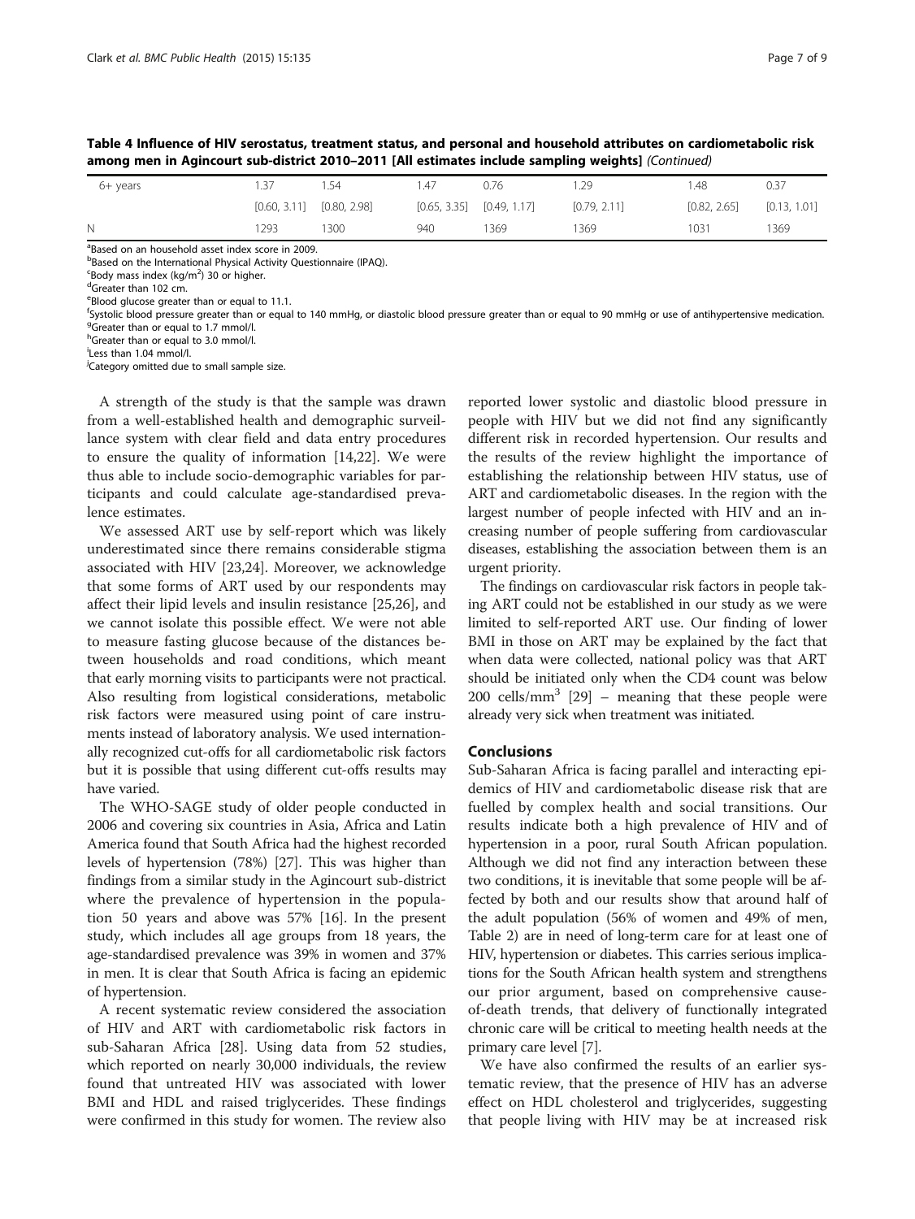**Table 4 Influence of HIV serostatus, treatment status, and personal and household attributes on cardiometabolic risk among men in Agincourt sub-district 2010–2011 [All estimates include sampling weights]** *(Continued)*

| | | | | | | | |
|---|---|---|---|---|---|---|---|
| 6+ years | 1.37 | 1.54 | 1.47 | 0.76 | 1.29 | 1.48 | 0.37 |
| | [0.60, 3.11] | [0.80, 2.98] | [0.65, 3.35] | [0.49, 1.17] | [0.79, 2.11] | [0.82, 2.65] | [0.13, 1.01] |
| N | 1293 | 1300 | 940 | 1369 | 1369 | 1031 | 1369 |

[a]Based on an household asset index score in 2009.
[b]Based on the International Physical Activity Questionnaire (IPAQ).
[c]Body mass index (kg/m$^2$) 30 or higher.
[d]Greater than 102 cm.
[e]Blood glucose greater than or equal to 11.1.
[f]Systolic blood pressure greater than or equal to 140 mmHg, or diastolic blood pressure greater than or equal to 90 mmHg or use of antihypertensive medication.
[g]Greater than or equal to 1.7 mmol/l.
[h]Greater than or equal to 3.0 mmol/l.
[i]Less than 1.04 mmol/l.
[j]Category omitted due to small sample size.

A strength of the study is that the sample was drawn from a well-established health and demographic surveillance system with clear field and data entry procedures to ensure the quality of information [14,22]. We were thus able to include socio-demographic variables for participants and could calculate age-standardised prevalence estimates.

We assessed ART use by self-report which was likely underestimated since there remains considerable stigma associated with HIV [23,24]. Moreover, we acknowledge that some forms of ART used by our respondents may affect their lipid levels and insulin resistance [25,26], and we cannot isolate this possible effect. We were not able to measure fasting glucose because of the distances between households and road conditions, which meant that early morning visits to participants were not practical. Also resulting from logistical considerations, metabolic risk factors were measured using point of care instruments instead of laboratory analysis. We used internationally recognized cut-offs for all cardiometabolic risk factors but it is possible that using different cut-offs results may have varied.

The WHO-SAGE study of older people conducted in 2006 and covering six countries in Asia, Africa and Latin America found that South Africa had the highest recorded levels of hypertension (78%) [27]. This was higher than findings from a similar study in the Agincourt sub-district where the prevalence of hypertension in the population 50 years and above was 57% [16]. In the present study, which includes all age groups from 18 years, the age-standardised prevalence was 39% in women and 37% in men. It is clear that South Africa is facing an epidemic of hypertension.

A recent systematic review considered the association of HIV and ART with cardiometabolic risk factors in sub-Saharan Africa [28]. Using data from 52 studies, which reported on nearly 30,000 individuals, the review found that untreated HIV was associated with lower BMI and HDL and raised triglycerides. These findings were confirmed in this study for women. The review also reported lower systolic and diastolic blood pressure in people with HIV but we did not find any significantly different risk in recorded hypertension. Our results and the results of the review highlight the importance of establishing the relationship between HIV status, use of ART and cardiometabolic diseases. In the region with the largest number of people infected with HIV and an increasing number of people suffering from cardiovascular diseases, establishing the association between them is an urgent priority.

The findings on cardiovascular risk factors in people taking ART could not be established in our study as we were limited to self-reported ART use. Our finding of lower BMI in those on ART may be explained by the fact that when data were collected, national policy was that ART should be initiated only when the CD4 count was below 200 cells/mm$^3$ [29] – meaning that these people were already very sick when treatment was initiated.

## Conclusions

Sub-Saharan Africa is facing parallel and interacting epidemics of HIV and cardiometabolic disease risk that are fuelled by complex health and social transitions. Our results indicate both a high prevalence of HIV and of hypertension in a poor, rural South African population. Although we did not find any interaction between these two conditions, it is inevitable that some people will be affected by both and our results show that around half of the adult population (56% of women and 49% of men, Table 2) are in need of long-term care for at least one of HIV, hypertension or diabetes. This carries serious implications for the South African health system and strengthens our prior argument, based on comprehensive cause-of-death trends, that delivery of functionally integrated chronic care will be critical to meeting health needs at the primary care level [7].

We have also confirmed the results of an earlier systematic review, that the presence of HIV has an adverse effect on HDL cholesterol and triglycerides, suggesting that people living with HIV may be at increased risk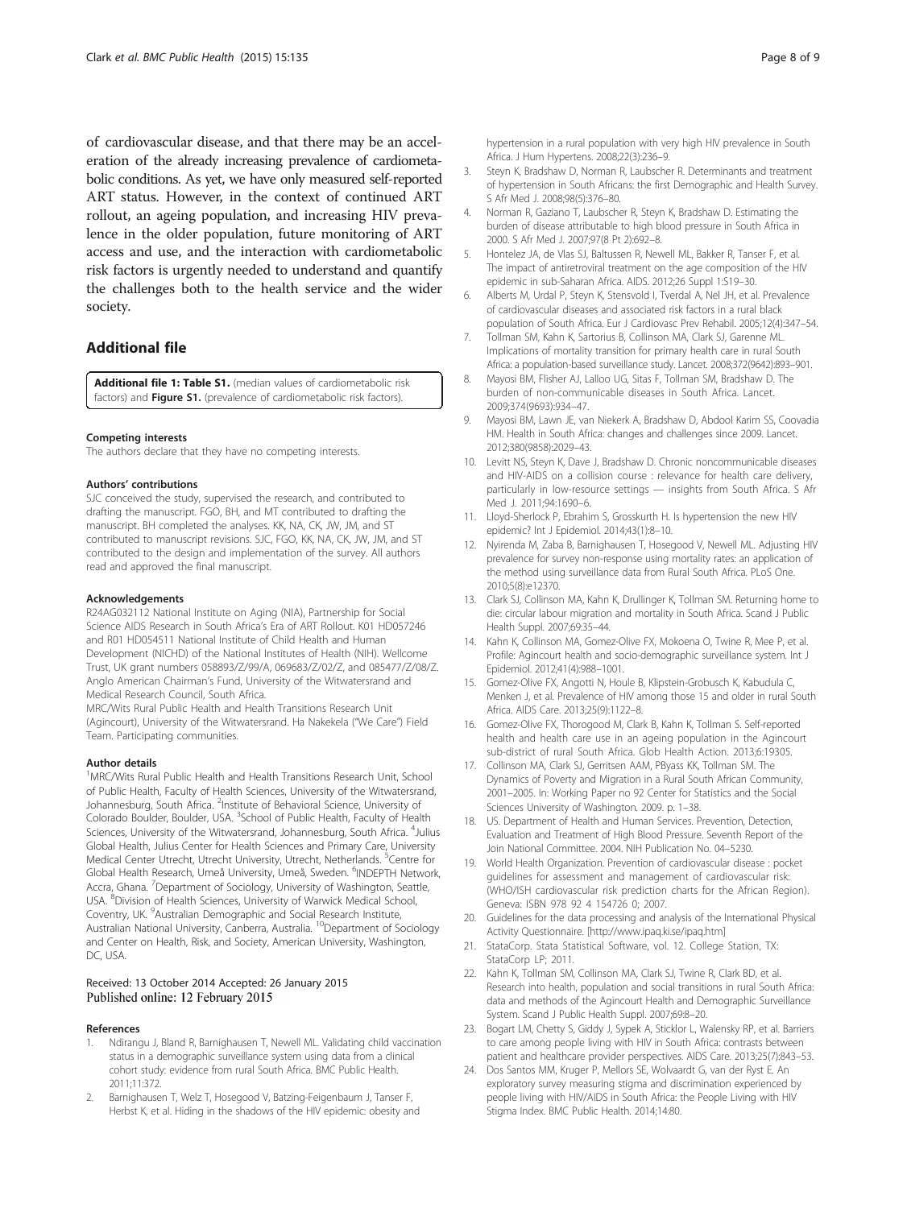of cardiovascular disease, and that there may be an acceleration of the already increasing prevalence of cardiometabolic conditions. As yet, we have only measured self-reported ART status. However, in the context of continued ART rollout, an ageing population, and increasing HIV prevalence in the older population, future monitoring of ART access and use, and the interaction with cardiometabolic risk factors is urgently needed to understand and quantify the challenges both to the health service and the wider society.

## Additional file

**Additional file 1: Table S1.** (median values of cardiometabolic risk factors) and **Figure S1.** (prevalence of cardiometabolic risk factors).

#### Competing interests

The authors declare that they have no competing interests.

#### Authors' contributions

SJC conceived the study, supervised the research, and contributed to drafting the manuscript. FGO, BH, and MT contributed to drafting the manuscript. BH completed the analyses. KK, NA, CK, JW, JM, and ST contributed to manuscript revisions. SJC, FGO, KK, NA, CK, JW, JM, and ST contributed to the design and implementation of the survey. All authors read and approved the final manuscript.

#### Acknowledgements

R24AG032112 National Institute on Aging (NIA), Partnership for Social Science AIDS Research in South Africa's Era of ART Rollout. K01 HD057246 and R01 HD054511 National Institute of Child Health and Human Development (NICHD) of the National Institutes of Health (NIH). Wellcome Trust, UK grant numbers 058893/Z/99/A, 069683/Z/02/Z, and 085477/Z/08/Z. Anglo American Chairman's Fund, University of the Witwatersrand and Medical Research Council, South Africa.

MRC/Wits Rural Public Health and Health Transitions Research Unit (Agincourt), University of the Witwatersrand. Ha Nakekela ("We Care") Field Team. Participating communities.

#### Author details

[1]MRC/Wits Rural Public Health and Health Transitions Research Unit, School of Public Health, Faculty of Health Sciences, University of the Witwatersrand, Johannesburg, South Africa. [2]Institute of Behavioral Science, University of Colorado Boulder, Boulder, USA. [3]School of Public Health, Faculty of Health Sciences, University of the Witwatersrand, Johannesburg, South Africa. [4]Julius Global Health, Julius Center for Health Sciences and Primary Care, University Medical Center Utrecht, Utrecht University, Utrecht, Netherlands. [5]Centre for Global Health Research, Umeå University, Umeå, Sweden. [6]INDEPTH Network, Accra, Ghana. [7]Department of Sociology, University of Washington, Seattle, USA. [8]Division of Health Sciences, University of Warwick Medical School, Coventry, UK. [9]Australian Demographic and Social Research Institute, Australian National University, Canberra, Australia. [10]Department of Sociology and Center on Health, Risk, and Society, American University, Washington, DC, USA.

Received: 13 October 2014 Accepted: 26 January 2015
Published online: 12 February 2015

#### References

1. Ndirangu J, Bland R, Barnighausen T, Newell ML. Validating child vaccination status in a demographic surveillance system using data from a clinical cohort study: evidence from rural South Africa. BMC Public Health. 2011;11:372.
2. Barnighausen T, Welz T, Hosegood V, Batzing-Feigenbaum J, Tanser F, Herbst K, et al. Hiding in the shadows of the HIV epidemic: obesity and hypertension in a rural population with very high HIV prevalence in South Africa. J Hum Hypertens. 2008;22(3):236–9.
3. Steyn K, Bradshaw D, Norman R, Laubscher R. Determinants and treatment of hypertension in South Africans: the first Demographic and Health Survey. S Afr Med J. 2008;98(5):376–80.
4. Norman R, Gaziano T, Laubscher R, Steyn K, Bradshaw D. Estimating the burden of disease attributable to high blood pressure in South Africa in 2000. S Afr Med J. 2007;97(8 Pt 2):692–8.
5. Hontelez JA, de Vlas SJ, Baltussen R, Newell ML, Bakker R, Tanser F, et al. The impact of antiretroviral treatment on the age composition of the HIV epidemic in sub-Saharan Africa. AIDS. 2012;26 Suppl 1:S19–30.
6. Alberts M, Urdal P, Steyn K, Stensvold I, Tverdal A, Nel JH, et al. Prevalence of cardiovascular diseases and associated risk factors in a rural black population of South Africa. Eur J Cardiovasc Prev Rehabil. 2005;12(4):347–54.
7. Tollman SM, Kahn K, Sartorius B, Collinson MA, Clark SJ, Garenne ML. Implications of mortality transition for primary health care in rural South Africa: a population-based surveillance study. Lancet. 2008;372(9642):893–901.
8. Mayosi BM, Flisher AJ, Lalloo UG, Sitas F, Tollman SM, Bradshaw D. The burden of non-communicable diseases in South Africa. Lancet. 2009;374(9693):934–47.
9. Mayosi BM, Lawn JE, van Niekerk A, Bradshaw D, Abdool Karim SS, Coovadia HM. Health in South Africa: changes and challenges since 2009. Lancet. 2012;380(9858):2029–43.
10. Levitt NS, Steyn K, Dave J, Bradshaw D. Chronic noncommunicable diseases and HIV-AIDS on a collision course : relevance for health care delivery, particularly in low-resource settings — insights from South Africa. S Afr Med J. 2011;94:1690–6.
11. Lloyd-Sherlock P, Ebrahim S, Grosskurth H. Is hypertension the new HIV epidemic? Int J Epidemiol. 2014;43(1):8–10.
12. Nyirenda M, Zaba B, Barnighausen T, Hosegood V, Newell ML. Adjusting HIV prevalence for survey non-response using mortality rates: an application of the method using surveillance data from Rural South Africa. PLoS One. 2010;5(8):e12370.
13. Clark SJ, Collinson MA, Kahn K, Drullinger K, Tollman SM. Returning home to die: circular labour migration and mortality in South Africa. Scand J Public Health Suppl. 2007;69:35–44.
14. Kahn K, Collinson MA, Gomez-Olive FX, Mokoena O, Twine R, Mee P, et al. Profile: Agincourt health and socio-demographic surveillance system. Int J Epidemiol. 2012;41(4):988–1001.
15. Gomez-Olive FX, Angotti N, Houle B, Klipstein-Grobusch K, Kabudula C, Menken J, et al. Prevalence of HIV among those 15 and older in rural South Africa. AIDS Care. 2013;25(9):1122–8.
16. Gomez-Olive FX, Thorogood M, Clark B, Kahn K, Tollman S. Self-reported health and health care use in an ageing population in the Agincourt sub-district of rural South Africa. Glob Health Action. 2013;6:19305.
17. Collinson MA, Clark SJ, Gerritsen AAM, PByass KK, Tollman SM. The Dynamics of Poverty and Migration in a Rural South African Community, 2001–2005. In: Working Paper no 92 Center for Statistics and the Social Sciences University of Washington. 2009. p. 1–38.
18. US. Department of Health and Human Services. Prevention, Detection, Evaluation and Treatment of High Blood Pressure. Seventh Report of the Join National Committee. 2004. NIH Publication No. 04–5230.
19. World Health Organization. Prevention of cardiovascular disease : pocket guidelines for assessment and management of cardiovascular risk: (WHO/ISH cardiovascular risk prediction charts for the African Region). Geneva: ISBN 978 92 4 154726 0; 2007.
20. Guidelines for the data processing and analysis of the International Physical Activity Questionnaire. [http://www.ipaq.ki.se/ipaq.htm]
21. StataCorp. Stata Statistical Software, vol. 12. College Station, TX: StataCorp LP; 2011.
22. Kahn K, Tollman SM, Collinson MA, Clark SJ, Twine R, Clark BD, et al. Research into health, population and social transitions in rural South Africa: data and methods of the Agincourt Health and Demographic Surveillance System. Scand J Public Health Suppl. 2007;69:8–20.
23. Bogart LM, Chetty S, Giddy J, Sypek A, Sticklor L, Walensky RP, et al. Barriers to care among people living with HIV in South Africa: contrasts between patient and healthcare provider perspectives. AIDS Care. 2013;25(7):843–53.
24. Dos Santos MM, Kruger P, Mellors SE, Wolvaardt G, van der Ryst E. An exploratory survey measuring stigma and discrimination experienced by people living with HIV/AIDS in South Africa: the People Living with HIV Stigma Index. BMC Public Health. 2014;14:80.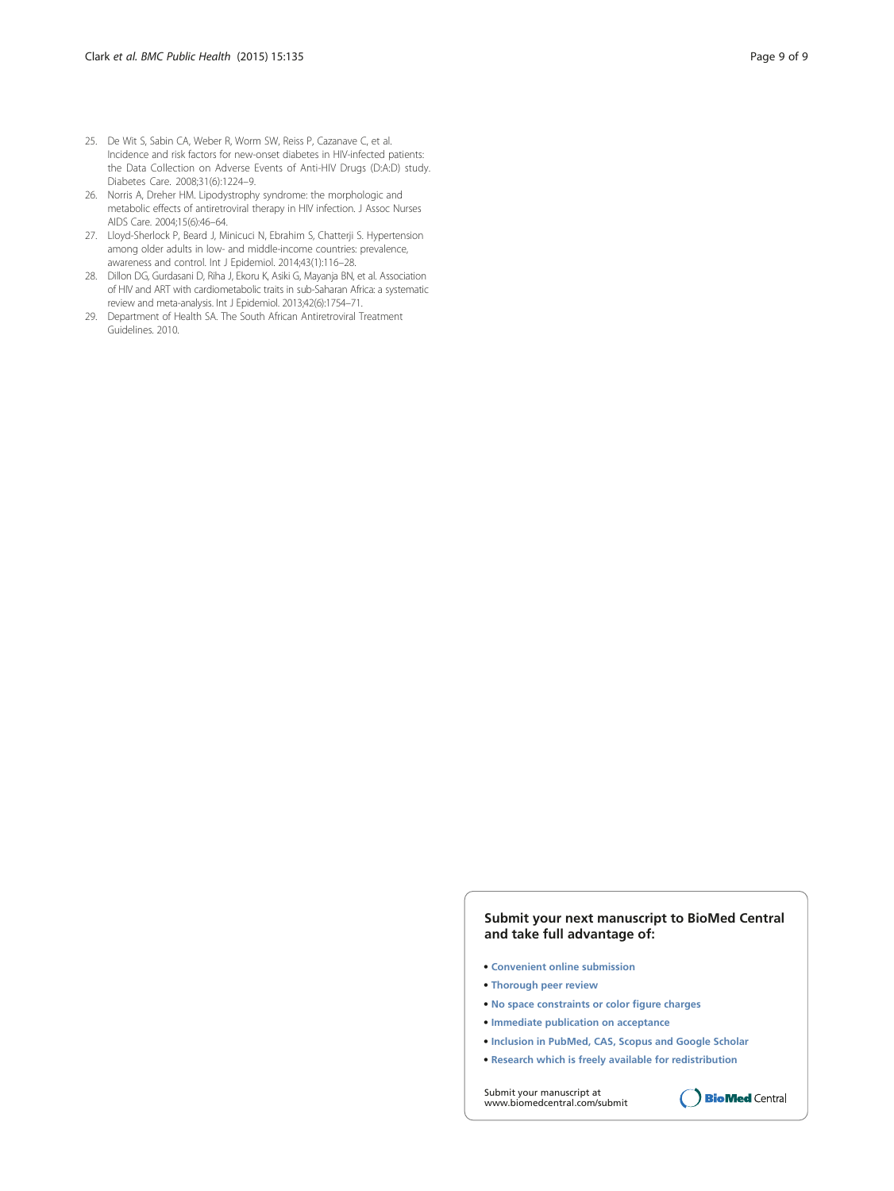25. De Wit S, Sabin CA, Weber R, Worm SW, Reiss P, Cazanave C, et al. Incidence and risk factors for new-onset diabetes in HIV-infected patients: the Data Collection on Adverse Events of Anti-HIV Drugs (D:A:D) study. Diabetes Care. 2008;31(6):1224–9.
26. Norris A, Dreher HM. Lipodystrophy syndrome: the morphologic and metabolic effects of antiretroviral therapy in HIV infection. J Assoc Nurses AIDS Care. 2004;15(6):46–64.
27. Lloyd-Sherlock P, Beard J, Minicuci N, Ebrahim S, Chatterji S. Hypertension among older adults in low- and middle-income countries: prevalence, awareness and control. Int J Epidemiol. 2014;43(1):116–28.
28. Dillon DG, Gurdasani D, Riha J, Ekoru K, Asiki G, Mayanja BN, et al. Association of HIV and ART with cardiometabolic traits in sub-Saharan Africa: a systematic review and meta-analysis. Int J Epidemiol. 2013;42(6):1754–71.
29. Department of Health SA. The South African Antiretroviral Treatment Guidelines. 2010.

**Submit your next manuscript to BioMed Central and take full advantage of:**

- **Convenient online submission**
- **Thorough peer review**
- **No space constraints or color figure charges**
- **Immediate publication on acceptance**
- **Inclusion in PubMed, CAS, Scopus and Google Scholar**
- **Research which is freely available for redistribution**

Submit your manuscript at
www.biomedcentral.com/submit

BioMed Central